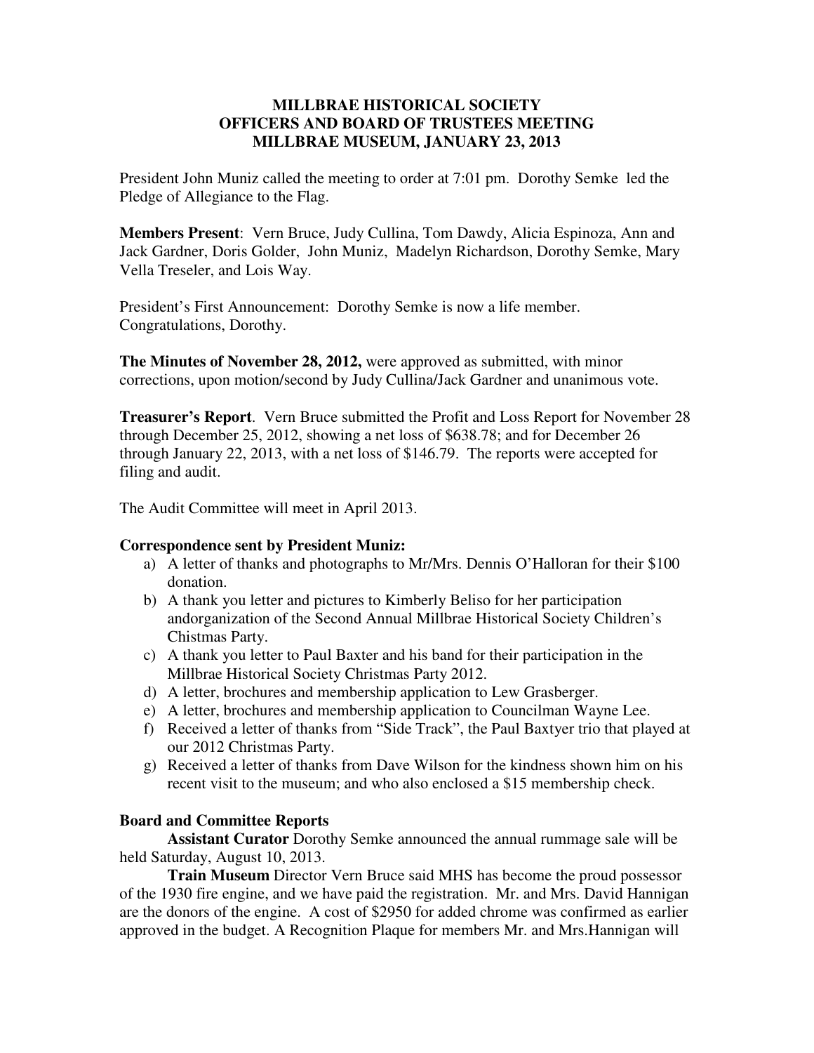# MILLBRAE HISTORICAL SOCIETY
## OFFICERS AND BOARD OF TRUSTEES MEETING
## MILLBRAE MUSEUM, JANUARY 23, 2013

President John Muniz called the meeting to order at 7:01 pm. Dorothy Semke led the Pledge of Allegiance to the Flag.

**Members Present**: Vern Bruce, Judy Cullina, Tom Dawdy, Alicia Espinoza, Ann and Jack Gardner, Doris Golder, John Muniz, Madelyn Richardson, Dorothy Semke, Mary Vella Treseler, and Lois Way.

President's First Announcement: Dorothy Semke is now a life member. Congratulations, Dorothy.

**The Minutes of November 28, 2012,** were approved as submitted, with minor corrections, upon motion/second by Judy Cullina/Jack Gardner and unanimous vote.

**Treasurer's Report**. Vern Bruce submitted the Profit and Loss Report for November 28 through December 25, 2012, showing a net loss of $638.78; and for December 26 through January 22, 2013, with a net loss of $146.79. The reports were accepted for filing and audit.

The Audit Committee will meet in April 2013.

**Correspondence sent by President Muniz:**

a) A letter of thanks and photographs to Mr/Mrs. Dennis O'Halloran for their $100 donation.
b) A thank you letter and pictures to Kimberly Beliso for her participation andorganization of the Second Annual Millbrae Historical Society Children's Chistmas Party.
c) A thank you letter to Paul Baxter and his band for their participation in the Millbrae Historical Society Christmas Party 2012.
d) A letter, brochures and membership application to Lew Grasberger.
e) A letter, brochures and membership application to Councilman Wayne Lee.
f) Received a letter of thanks from "Side Track", the Paul Baxtyer trio that played at our 2012 Christmas Party.
g) Received a letter of thanks from Dave Wilson for the kindness shown him on his recent visit to the museum; and who also enclosed a $15 membership check.

**Board and Committee Reports**

**Assistant Curator** Dorothy Semke announced the annual rummage sale will be held Saturday, August 10, 2013.

**Train Museum** Director Vern Bruce said MHS has become the proud possessor of the 1930 fire engine, and we have paid the registration. Mr. and Mrs. David Hannigan are the donors of the engine. A cost of $2950 for added chrome was confirmed as earlier approved in the budget. A Recognition Plaque for members Mr. and Mrs.Hannigan will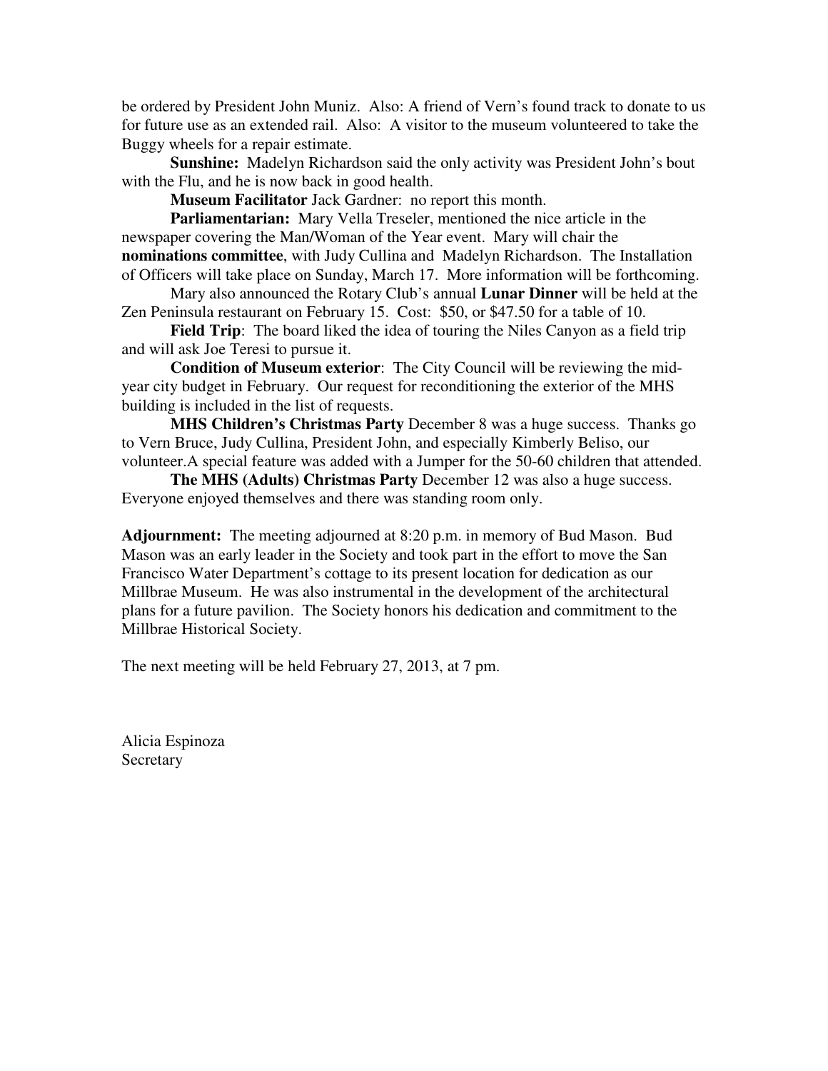be ordered by President John Muniz. Also: A friend of Vern's found track to donate to us for future use as an extended rail. Also: A visitor to the museum volunteered to take the Buggy wheels for a repair estimate.

**Sunshine:** Madelyn Richardson said the only activity was President John's bout with the Flu, and he is now back in good health.

**Museum Facilitator** Jack Gardner: no report this month.

**Parliamentarian:** Mary Vella Treseler, mentioned the nice article in the newspaper covering the Man/Woman of the Year event. Mary will chair the **nominations committee**, with Judy Cullina and Madelyn Richardson. The Installation of Officers will take place on Sunday, March 17. More information will be forthcoming.

Mary also announced the Rotary Club's annual **Lunar Dinner** will be held at the Zen Peninsula restaurant on February 15. Cost: $50, or $47.50 for a table of 10.

**Field Trip**: The board liked the idea of touring the Niles Canyon as a field trip and will ask Joe Teresi to pursue it.

**Condition of Museum exterior**: The City Council will be reviewing the mid-year city budget in February. Our request for reconditioning the exterior of the MHS building is included in the list of requests.

**MHS Children's Christmas Party** December 8 was a huge success. Thanks go to Vern Bruce, Judy Cullina, President John, and especially Kimberly Beliso, our volunteer.A special feature was added with a Jumper for the 50-60 children that attended.

**The MHS (Adults) Christmas Party** December 12 was also a huge success. Everyone enjoyed themselves and there was standing room only.

**Adjournment:** The meeting adjourned at 8:20 p.m. in memory of Bud Mason. Bud Mason was an early leader in the Society and took part in the effort to move the San Francisco Water Department's cottage to its present location for dedication as our Millbrae Museum. He was also instrumental in the development of the architectural plans for a future pavilion. The Society honors his dedication and commitment to the Millbrae Historical Society.

The next meeting will be held February 27, 2013, at 7 pm.

Alicia Espinoza
Secretary